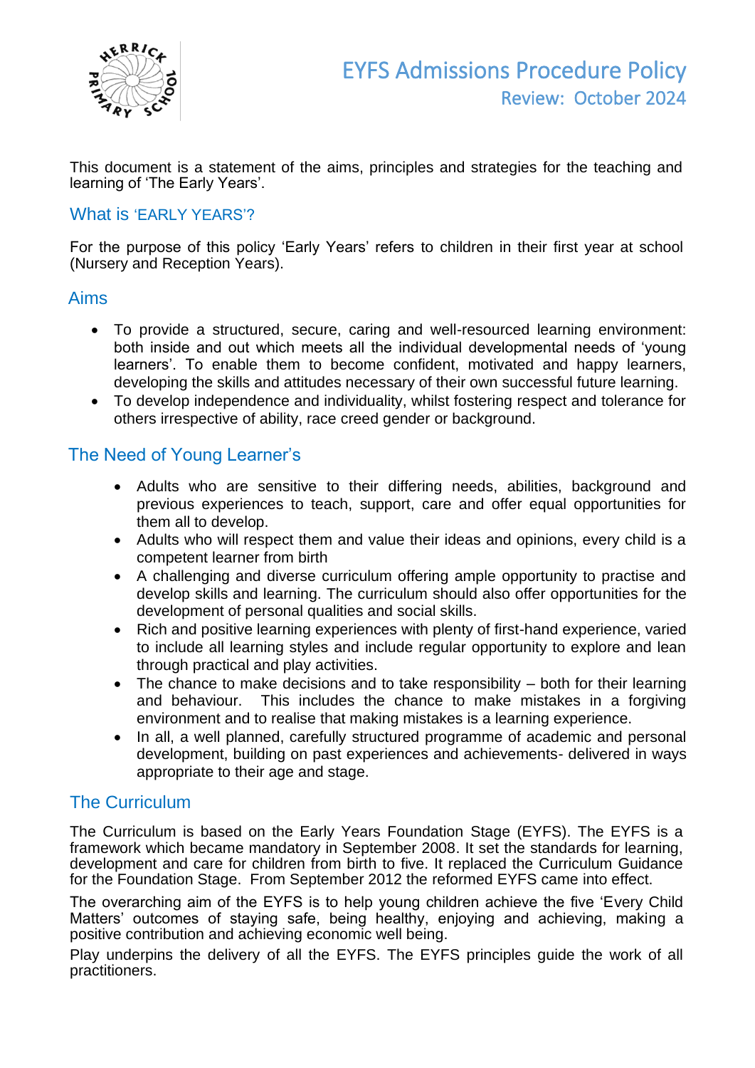# EYFS Admissions Procedure Policy

## Review: October 2024

This document is a statement of the aims, principles and strategies for the teaching and learning of 'The Early Years'.

## What is 'EARLY YEARS'?

For the purpose of this policy 'Early Years' refers to children in their first year at school (Nursery and Reception Years).

## Aims

- To provide a structured, secure, caring and well-resourced learning environment: both inside and out which meets all the individual developmental needs of 'young learners'. To enable them to become confident, motivated and happy learners, developing the skills and attitudes necessary of their own successful future learning.
- To develop independence and individuality, whilst fostering respect and tolerance for others irrespective of ability, race creed gender or background.

## The Need of Young Learner's

- Adults who are sensitive to their differing needs, abilities, background and previous experiences to teach, support, care and offer equal opportunities for them all to develop.
- Adults who will respect them and value their ideas and opinions, every child is a competent learner from birth
- A challenging and diverse curriculum offering ample opportunity to practise and develop skills and learning. The curriculum should also offer opportunities for the development of personal qualities and social skills.
- Rich and positive learning experiences with plenty of first-hand experience, varied to include all learning styles and include regular opportunity to explore and lean through practical and play activities.
- The chance to make decisions and to take responsibility – both for their learning and behaviour. This includes the chance to make mistakes in a forgiving environment and to realise that making mistakes is a learning experience.
- In all, a well planned, carefully structured programme of academic and personal development, building on past experiences and achievements- delivered in ways appropriate to their age and stage.

## The Curriculum

The Curriculum is based on the Early Years Foundation Stage (EYFS). The EYFS is a framework which became mandatory in September 2008. It set the standards for learning, development and care for children from birth to five. It replaced the Curriculum Guidance for the Foundation Stage. From September 2012 the reformed EYFS came into effect.

The overarching aim of the EYFS is to help young children achieve the five 'Every Child Matters' outcomes of staying safe, being healthy, enjoying and achieving, making a positive contribution and achieving economic well being.

Play underpins the delivery of all the EYFS. The EYFS principles guide the work of all practitioners.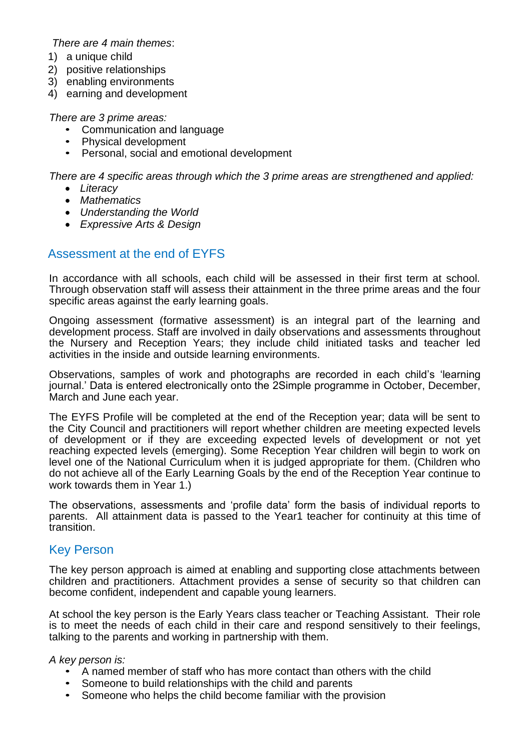*There are 4 main themes*:

1) a unique child
2) positive relationships
3) enabling environments
4) earning and development

*There are 3 prime areas:*

- Communication and language
- Physical development
- Personal, social and emotional development

*There are 4 specific areas through which the 3 prime areas are strengthened and applied:*

- *Literacy*
- *Mathematics*
- *Understanding the World*
- *Expressive Arts & Design*

## Assessment at the end of EYFS

In accordance with all schools, each child will be assessed in their first term at school. Through observation staff will assess their attainment in the three prime areas and the four specific areas against the early learning goals.

Ongoing assessment (formative assessment) is an integral part of the learning and development process. Staff are involved in daily observations and assessments throughout the Nursery and Reception Years; they include child initiated tasks and teacher led activities in the inside and outside learning environments.

Observations, samples of work and photographs are recorded in each child's 'learning journal.' Data is entered electronically onto the 2Simple programme in October, December, March and June each year.

The EYFS Profile will be completed at the end of the Reception year; data will be sent to the City Council and practitioners will report whether children are meeting expected levels of development or if they are exceeding expected levels of development or not yet reaching expected levels (emerging). Some Reception Year children will begin to work on level one of the National Curriculum when it is judged appropriate for them. (Children who do not achieve all of the Early Learning Goals by the end of the Reception Year continue to work towards them in Year 1.)

The observations, assessments and 'profile data' form the basis of individual reports to parents. All attainment data is passed to the Year1 teacher for continuity at this time of transition.

## Key Person

The key person approach is aimed at enabling and supporting close attachments between children and practitioners. Attachment provides a sense of security so that children can become confident, independent and capable young learners.

At school the key person is the Early Years class teacher or Teaching Assistant. Their role is to meet the needs of each child in their care and respond sensitively to their feelings, talking to the parents and working in partnership with them.

*A key person is:*

- A named member of staff who has more contact than others with the child
- Someone to build relationships with the child and parents
- Someone who helps the child become familiar with the provision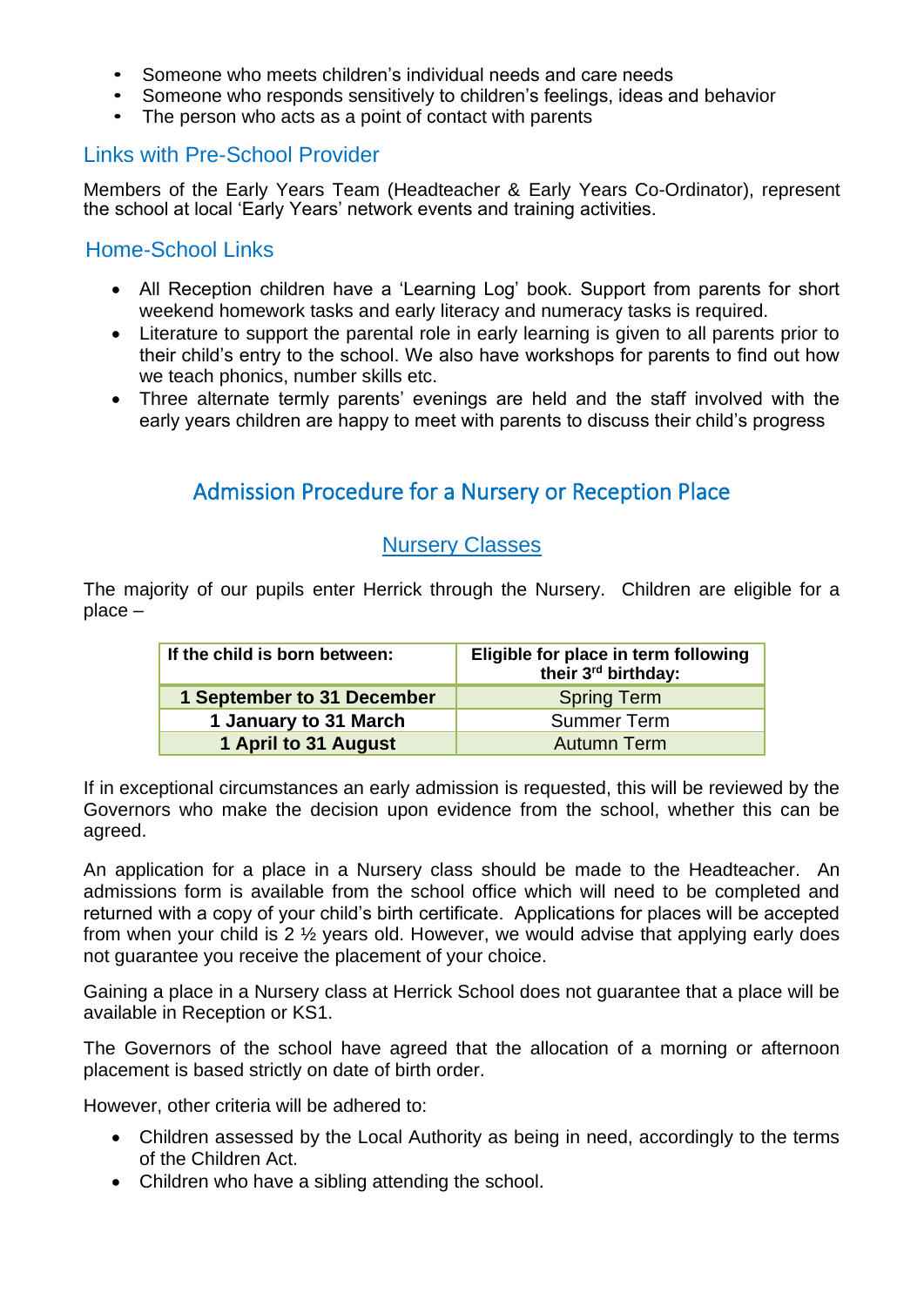- Someone who meets children's individual needs and care needs
- Someone who responds sensitively to children's feelings, ideas and behavior
- The person who acts as a point of contact with parents

## Links with Pre-School Provider

Members of the Early Years Team (Headteacher & Early Years Co-Ordinator), represent the school at local 'Early Years' network events and training activities.

## Home-School Links

- All Reception children have a 'Learning Log' book. Support from parents for short weekend homework tasks and early literacy and numeracy tasks is required.
- Literature to support the parental role in early learning is given to all parents prior to their child's entry to the school. We also have workshops for parents to find out how we teach phonics, number skills etc.
- Three alternate termly parents' evenings are held and the staff involved with the early years children are happy to meet with parents to discuss their child's progress

# Admission Procedure for a Nursery or Reception Place

## Nursery Classes

The majority of our pupils enter Herrick through the Nursery. Children are eligible for a place –

| If the child is born between: | Eligible for place in term following their 3rd birthday: |
|---|---|
| **1 September to 31 December** | Spring Term |
| **1 January to 31 March** | Summer Term |
| **1 April to 31 August** | Autumn Term |

If in exceptional circumstances an early admission is requested, this will be reviewed by the Governors who make the decision upon evidence from the school, whether this can be agreed.

An application for a place in a Nursery class should be made to the Headteacher. An admissions form is available from the school office which will need to be completed and returned with a copy of your child's birth certificate. Applications for places will be accepted from when your child is 2 ½ years old. However, we would advise that applying early does not guarantee you receive the placement of your choice.

Gaining a place in a Nursery class at Herrick School does not guarantee that a place will be available in Reception or KS1.

The Governors of the school have agreed that the allocation of a morning or afternoon placement is based strictly on date of birth order.

However, other criteria will be adhered to:

- Children assessed by the Local Authority as being in need, accordingly to the terms of the Children Act.
- Children who have a sibling attending the school.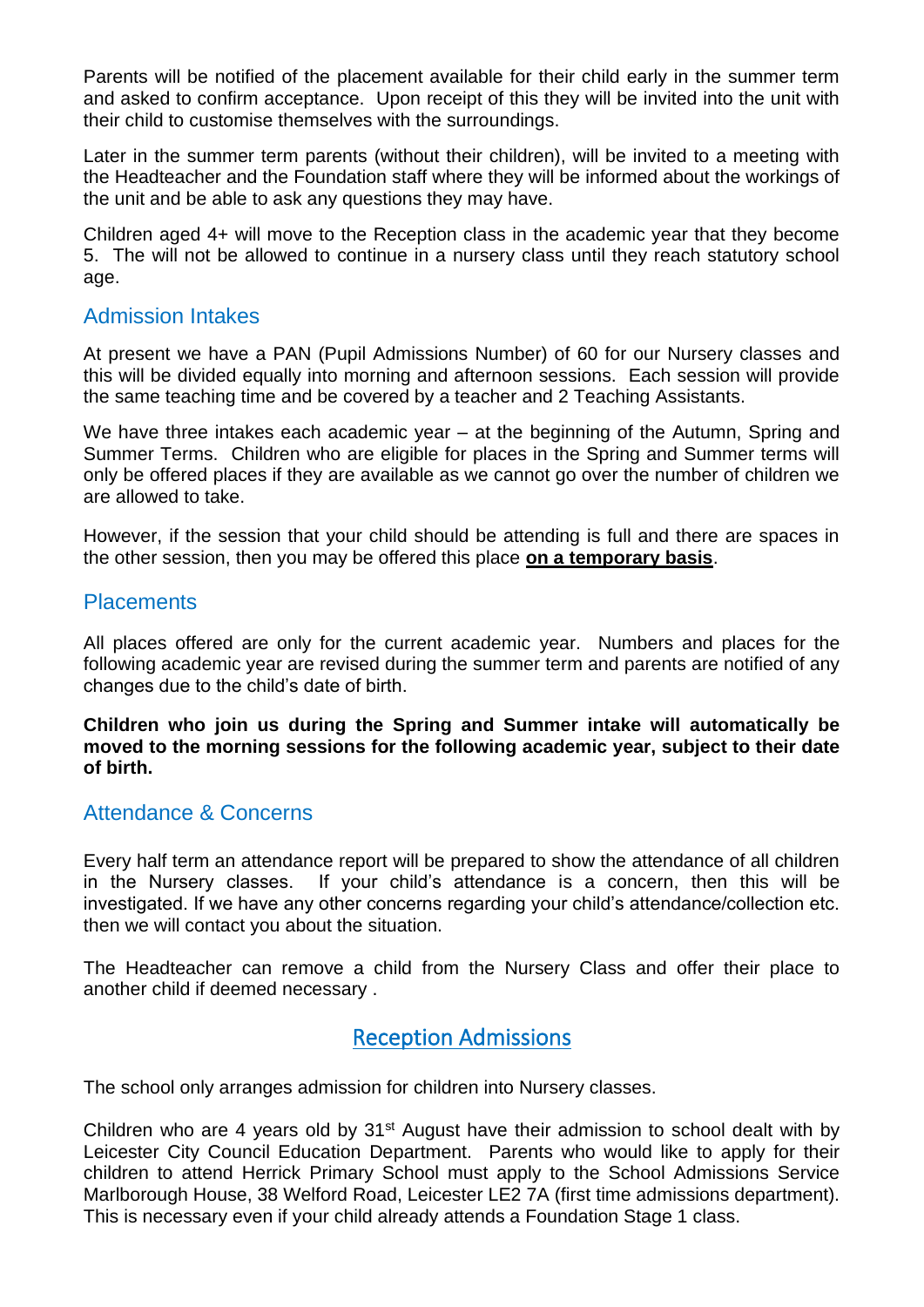Parents will be notified of the placement available for their child early in the summer term and asked to confirm acceptance. Upon receipt of this they will be invited into the unit with their child to customise themselves with the surroundings.

Later in the summer term parents (without their children), will be invited to a meeting with the Headteacher and the Foundation staff where they will be informed about the workings of the unit and be able to ask any questions they may have.

Children aged 4+ will move to the Reception class in the academic year that they become 5. The will not be allowed to continue in a nursery class until they reach statutory school age.

## Admission Intakes

At present we have a PAN (Pupil Admissions Number) of 60 for our Nursery classes and this will be divided equally into morning and afternoon sessions. Each session will provide the same teaching time and be covered by a teacher and 2 Teaching Assistants.

We have three intakes each academic year – at the beginning of the Autumn, Spring and Summer Terms. Children who are eligible for places in the Spring and Summer terms will only be offered places if they are available as we cannot go over the number of children we are allowed to take.

However, if the session that your child should be attending is full and there are spaces in the other session, then you may be offered this place **on a temporary basis**.

## Placements

All places offered are only for the current academic year. Numbers and places for the following academic year are revised during the summer term and parents are notified of any changes due to the child's date of birth.

**Children who join us during the Spring and Summer intake will automatically be moved to the morning sessions for the following academic year, subject to their date of birth.**

## Attendance & Concerns

Every half term an attendance report will be prepared to show the attendance of all children in the Nursery classes. If your child's attendance is a concern, then this will be investigated. If we have any other concerns regarding your child's attendance/collection etc. then we will contact you about the situation.

The Headteacher can remove a child from the Nursery Class and offer their place to another child if deemed necessary .

# Reception Admissions

The school only arranges admission for children into Nursery classes.

Children who are 4 years old by 31st August have their admission to school dealt with by Leicester City Council Education Department. Parents who would like to apply for their children to attend Herrick Primary School must apply to the School Admissions Service Marlborough House, 38 Welford Road, Leicester LE2 7A (first time admissions department). This is necessary even if your child already attends a Foundation Stage 1 class.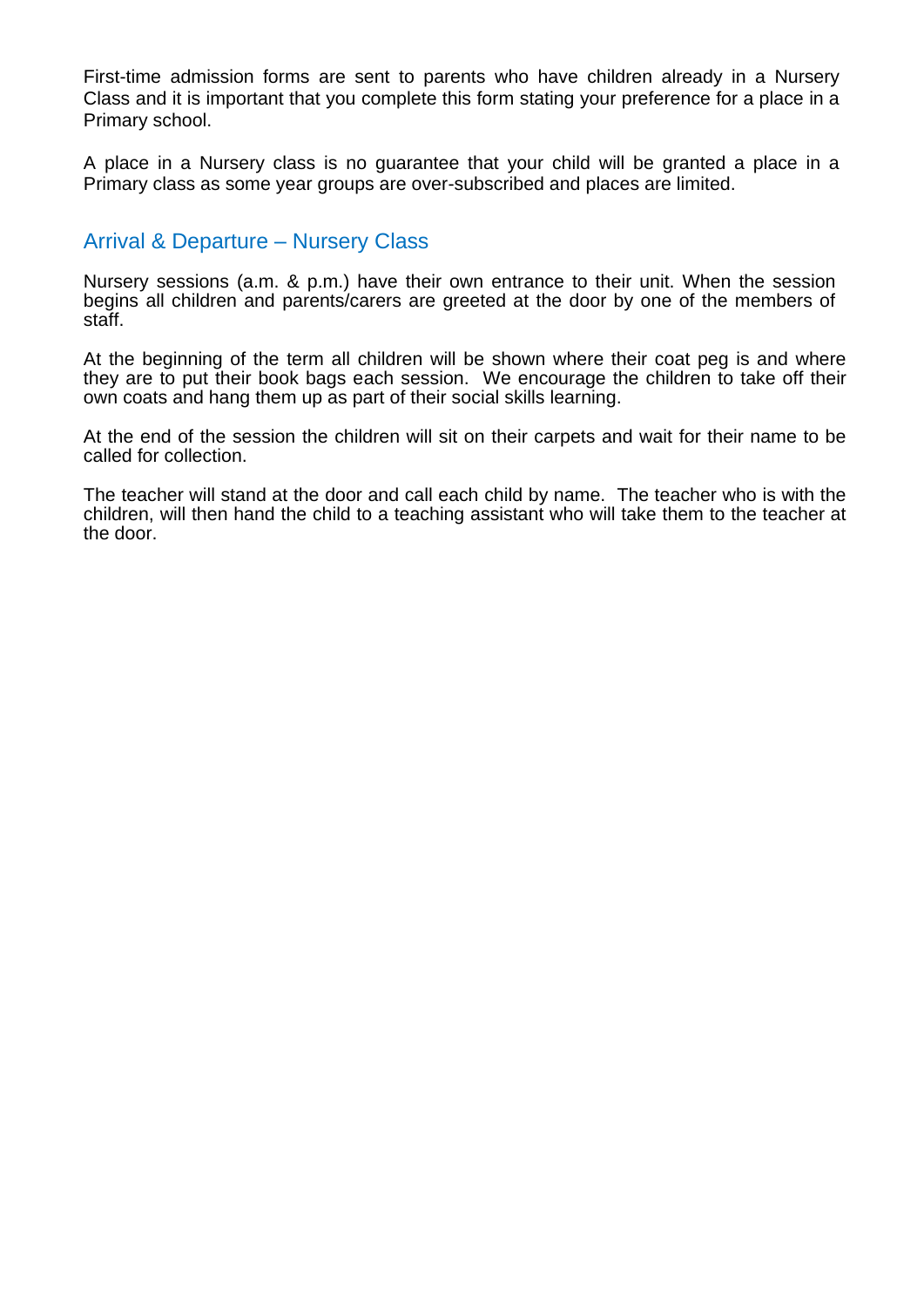First-time admission forms are sent to parents who have children already in a Nursery Class and it is important that you complete this form stating your preference for a place in a Primary school.

A place in a Nursery class is no guarantee that your child will be granted a place in a Primary class as some year groups are over-subscribed and places are limited.

## Arrival & Departure – Nursery Class

Nursery sessions (a.m. & p.m.) have their own entrance to their unit. When the session begins all children and parents/carers are greeted at the door by one of the members of staff.

At the beginning of the term all children will be shown where their coat peg is and where they are to put their book bags each session. We encourage the children to take off their own coats and hang them up as part of their social skills learning.

At the end of the session the children will sit on their carpets and wait for their name to be called for collection.

The teacher will stand at the door and call each child by name. The teacher who is with the children, will then hand the child to a teaching assistant who will take them to the teacher at the door.